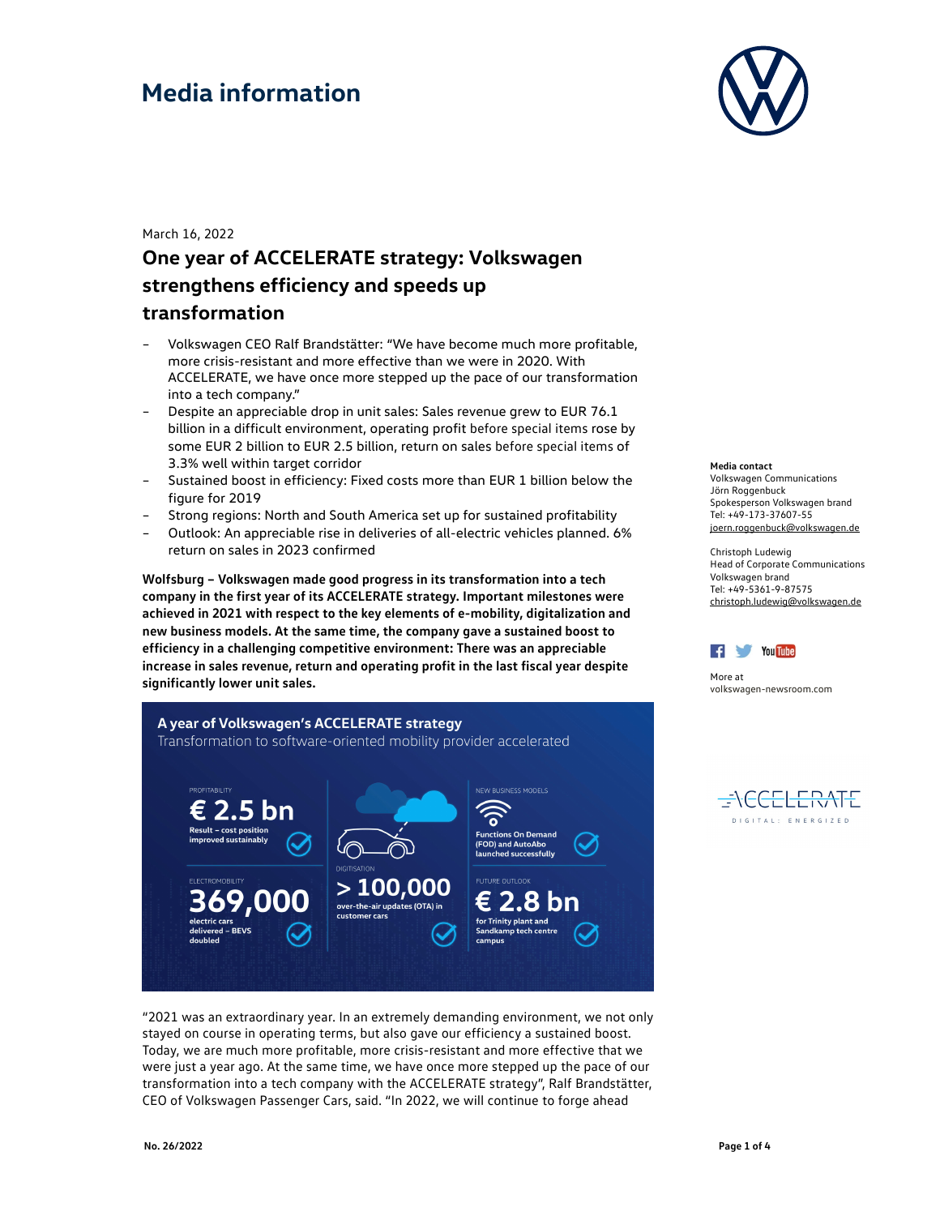# Media information

March 16, 2022

## One year of ACCELERATE strategy: Volkswagen strengthens efficiency and speeds up transformation

- Volkswagen CEO Ralf Brandstätter: "We have become much more profitable, more crisis-resistant and more effective than we were in 2020. With ACCELERATE, we have once more stepped up the pace of our transformation into a tech company."
- Despite an appreciable drop in unit sales: Sales revenue grew to EUR 76.1 billion in a difficult environment, operating profit before special items rose by some EUR 2 billion to EUR 2.5 billion, return on sales before special items of 3.3% well within target corridor
- Sustained boost in efficiency: Fixed costs more than EUR 1 billion below the figure for 2019
- Strong regions: North and South America set up for sustained profitability
- Outlook: An appreciable rise in deliveries of all-electric vehicles planned. 6% return on sales in 2023 confirmed

**Wolfsburg – Volkswagen made good progress in its transformation into a tech company in the first year of its ACCELERATE strategy. Important milestones were achieved in 2021 with respect to the key elements of e-mobility, digitalization and new business models. At the same time, the company gave a sustained boost to efficiency in a challenging competitive environment: There was an appreciable increase in sales revenue, return and operating profit in the last fiscal year despite significantly lower unit sales.**

**A year of Volkswagen's ACCELERATE strategy**
Transformation to software-oriented mobility provider accelerated

- PROFITABILITY: **€ 2.5 bn** – Result – cost position improved sustainably
- DIGITISATION: **> 100,000** over-the-air updates (OTA) in customer cars
- NEW BUSINESS MODELS: Functions On Demand (FOD) and AutoAbo launched successfully
- ELECTROMOBILITY: **369,000** electric cars delivered – BEVS doubled
- FUTURE OUTLOOK: **€ 2.8 bn** for Trinity plant and Sandkamp tech centre campus

"2021 was an extraordinary year. In an extremely demanding environment, we not only stayed on course in operating terms, but also gave our efficiency a sustained boost. Today, we are much more profitable, more crisis-resistant and more effective that we were just a year ago. At the same time, we have once more stepped up the pace of our transformation into a tech company with the ACCELERATE strategy", Ralf Brandstätter, CEO of Volkswagen Passenger Cars, said. "In 2022, we will continue to forge ahead

**Media contact**
Volkswagen Communications
Jörn Roggenbuck
Spokesperson Volkswagen brand
Tel: +49-173-37607-55
joern.roggenbuck@volkswagen.de

Christoph Ludewig
Head of Corporate Communications
Volkswagen brand
Tel: +49-5361-9-87575
christoph.ludewig@volkswagen.de

More at
volkswagen-newsroom.com

ACCELERATE
DIGITAL: ENERGIZED

No. 26/2022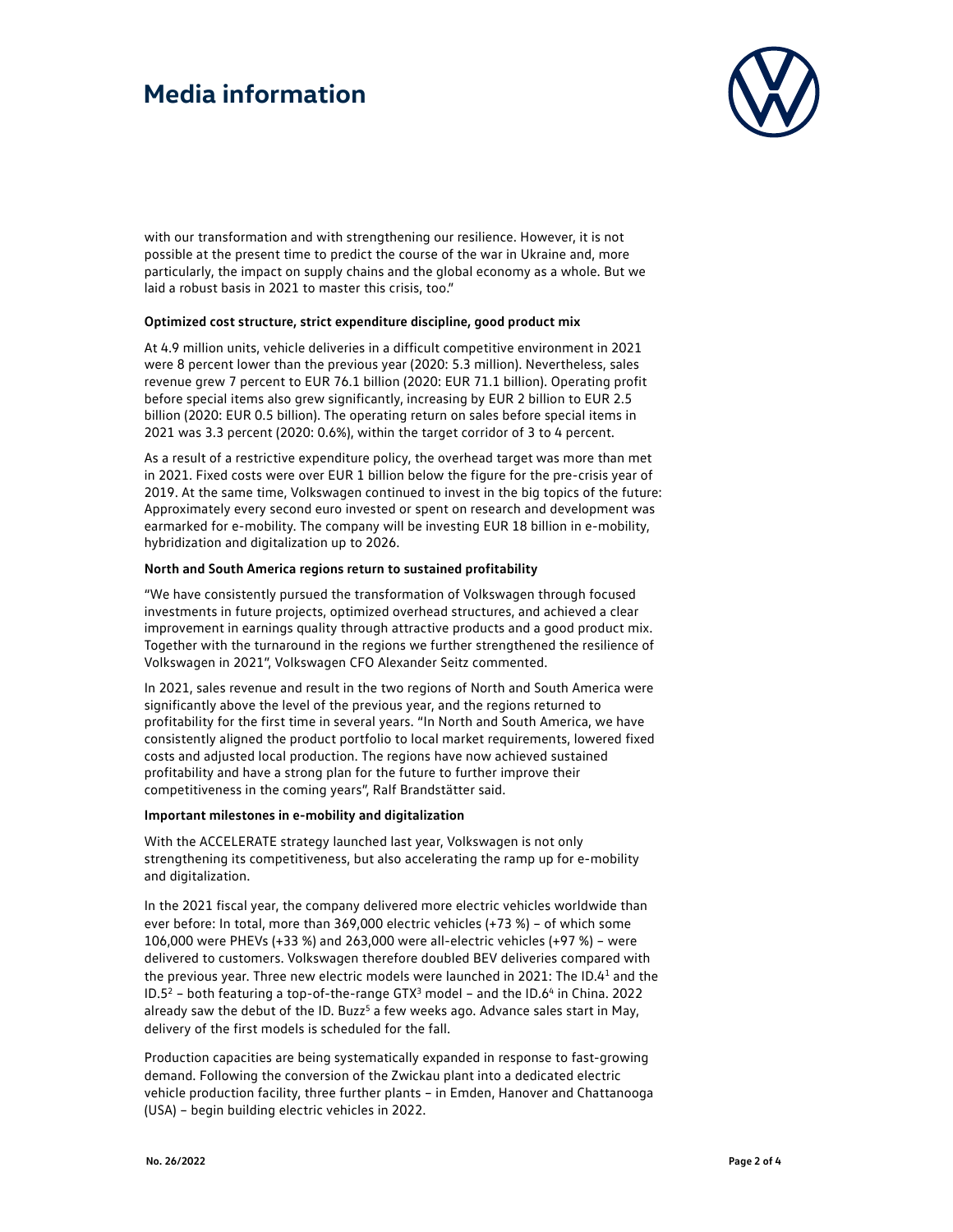with our transformation and with strengthening our resilience. However, it is not possible at the present time to predict the course of the war in Ukraine and, more particularly, the impact on supply chains and the global economy as a whole. But we laid a robust basis in 2021 to master this crisis, too."

**Optimized cost structure, strict expenditure discipline, good product mix**

At 4.9 million units, vehicle deliveries in a difficult competitive environment in 2021 were 8 percent lower than the previous year (2020: 5.3 million). Nevertheless, sales revenue grew 7 percent to EUR 76.1 billion (2020: EUR 71.1 billion). Operating profit before special items also grew significantly, increasing by EUR 2 billion to EUR 2.5 billion (2020: EUR 0.5 billion). The operating return on sales before special items in 2021 was 3.3 percent (2020: 0.6%), within the target corridor of 3 to 4 percent.

As a result of a restrictive expenditure policy, the overhead target was more than met in 2021. Fixed costs were over EUR 1 billion below the figure for the pre-crisis year of 2019. At the same time, Volkswagen continued to invest in the big topics of the future: Approximately every second euro invested or spent on research and development was earmarked for e-mobility. The company will be investing EUR 18 billion in e-mobility, hybridization and digitalization up to 2026.

**North and South America regions return to sustained profitability**

"We have consistently pursued the transformation of Volkswagen through focused investments in future projects, optimized overhead structures, and achieved a clear improvement in earnings quality through attractive products and a good product mix. Together with the turnaround in the regions we further strengthened the resilience of Volkswagen in 2021", Volkswagen CFO Alexander Seitz commented.

In 2021, sales revenue and result in the two regions of North and South America were significantly above the level of the previous year, and the regions returned to profitability for the first time in several years. "In North and South America, we have consistently aligned the product portfolio to local market requirements, lowered fixed costs and adjusted local production. The regions have now achieved sustained profitability and have a strong plan for the future to further improve their competitiveness in the coming years", Ralf Brandstätter said.

**Important milestones in e-mobility and digitalization**

With the ACCELERATE strategy launched last year, Volkswagen is not only strengthening its competitiveness, but also accelerating the ramp up for e-mobility and digitalization.

In the 2021 fiscal year, the company delivered more electric vehicles worldwide than ever before: In total, more than 369,000 electric vehicles (+73 %) – of which some 106,000 were PHEVs (+33 %) and 263,000 were all-electric vehicles (+97 %) – were delivered to customers. Volkswagen therefore doubled BEV deliveries compared with the previous year. Three new electric models were launched in 2021: The ID.4[1] and the ID.5[2] – both featuring a top-of-the-range GTX[3] model – and the ID.6[4] in China. 2022 already saw the debut of the ID. Buzz[5] a few weeks ago. Advance sales start in May, delivery of the first models is scheduled for the fall.

Production capacities are being systematically expanded in response to fast-growing demand. Following the conversion of the Zwickau plant into a dedicated electric vehicle production facility, three further plants – in Emden, Hanover and Chattanooga (USA) – begin building electric vehicles in 2022.

No. 26/2022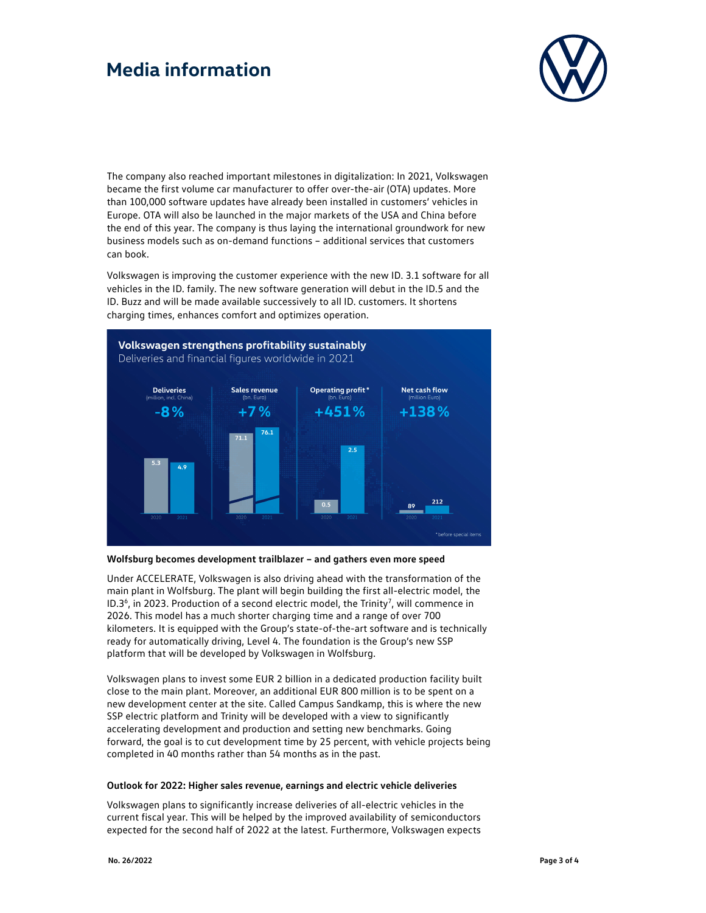The company also reached important milestones in digitalization: In 2021, Volkswagen became the first volume car manufacturer to offer over-the-air (OTA) updates. More than 100,000 software updates have already been installed in customers' vehicles in Europe. OTA will also be launched in the major markets of the USA and China before the end of this year. The company is thus laying the international groundwork for new business models such as on-demand functions – additional services that customers can book.

Volkswagen is improving the customer experience with the new ID. 3.1 software for all vehicles in the ID. family. The new software generation will debut in the ID.5 and the ID. Buzz and will be made available successively to all ID. customers. It shortens charging times, enhances comfort and optimizes operation.

**Volkswagen strengthens profitability sustainably**
Deliveries and financial figures worldwide in 2021

| | Deliveries (million, incl. China) | Sales revenue (bn. Euro) | Operating profit* (bn. Euro) | Net cash flow (million Euro) |
|---|---|---|---|---|
| Change | -8% | +7% | +451% | +138% |
| 2020 | 5.3 | 71.1 | 0.5 | 89 |
| 2021 | 4.9 | 76.1 | 2.5 | 212 |

*before special items

**Wolfsburg becomes development trailblazer – and gathers even more speed**

Under ACCELERATE, Volkswagen is also driving ahead with the transformation of the main plant in Wolfsburg. The plant will begin building the first all-electric model, the ID.3[6], in 2023. Production of a second electric model, the Trinity[7], will commence in 2026. This model has a much shorter charging time and a range of over 700 kilometers. It is equipped with the Group's state-of-the-art software and is technically ready for automatically driving, Level 4. The foundation is the Group's new SSP platform that will be developed by Volkswagen in Wolfsburg.

Volkswagen plans to invest some EUR 2 billion in a dedicated production facility built close to the main plant. Moreover, an additional EUR 800 million is to be spent on a new development center at the site. Called Campus Sandkamp, this is where the new SSP electric platform and Trinity will be developed with a view to significantly accelerating development and production and setting new benchmarks. Going forward, the goal is to cut development time by 25 percent, with vehicle projects being completed in 40 months rather than 54 months as in the past.

**Outlook for 2022: Higher sales revenue, earnings and electric vehicle deliveries**

Volkswagen plans to significantly increase deliveries of all-electric vehicles in the current fiscal year. This will be helped by the improved availability of semiconductors expected for the second half of 2022 at the latest. Furthermore, Volkswagen expects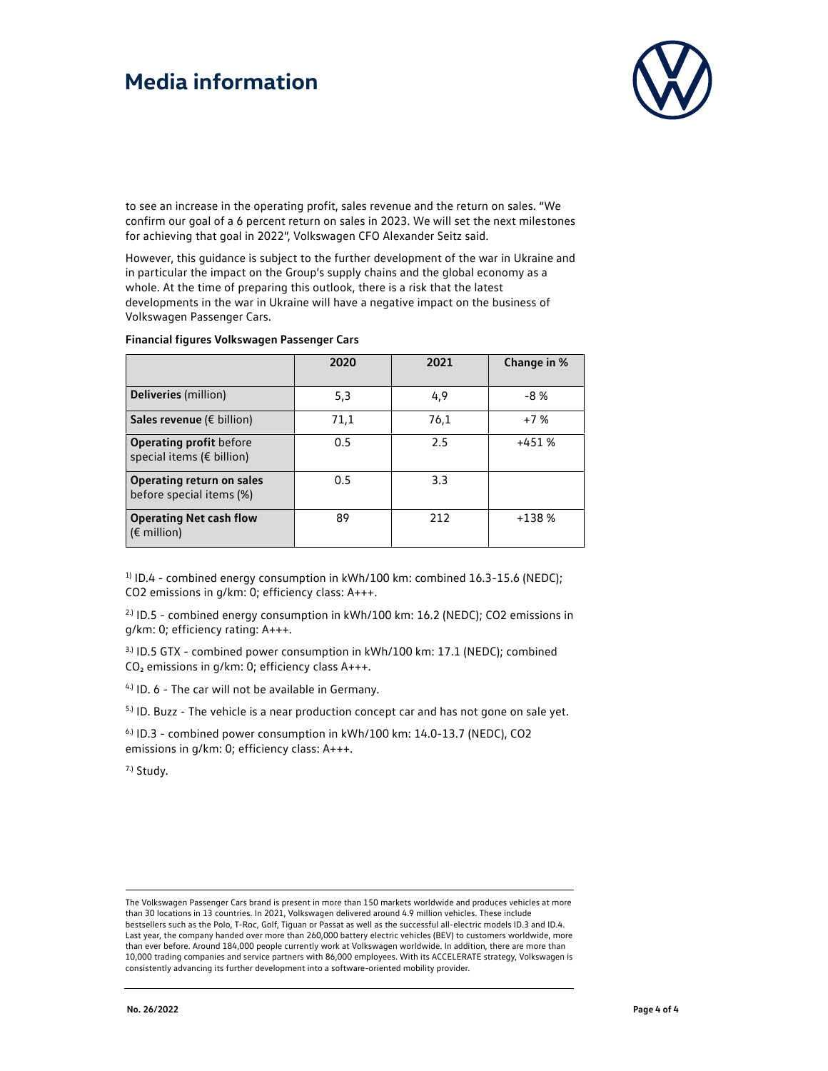# Media information

to see an increase in the operating profit, sales revenue and the return on sales. "We confirm our goal of a 6 percent return on sales in 2023. We will set the next milestones for achieving that goal in 2022", Volkswagen CFO Alexander Seitz said.

However, this guidance is subject to the further development of the war in Ukraine and in particular the impact on the Group's supply chains and the global economy as a whole. At the time of preparing this outlook, there is a risk that the latest developments in the war in Ukraine will have a negative impact on the business of Volkswagen Passenger Cars.

**Financial figures Volkswagen Passenger Cars**

| | 2020 | 2021 | Change in % |
|---|---|---|---|
| **Deliveries** (million) | 5,3 | 4,9 | -8 % |
| **Sales revenue** (€ billion) | 71,1 | 76,1 | +7 % |
| **Operating profit** before special items (€ billion) | 0.5 | 2.5 | +451 % |
| **Operating return on sales** before special items (%) | 0.5 | 3.3 | |
| **Operating Net cash flow** (€ million) | 89 | 212 | +138 % |

[1)] ID.4 - combined energy consumption in kWh/100 km: combined 16.3-15.6 (NEDC); CO2 emissions in g/km: 0; efficiency class: A+++.

[2.)] ID.5 - combined energy consumption in kWh/100 km: 16.2 (NEDC); CO2 emissions in g/km: 0; efficiency rating: A+++.

[3.)] ID.5 GTX - combined power consumption in kWh/100 km: 17.1 (NEDC); combined $CO_2$ emissions in g/km: 0; efficiency class A+++.

[4.)] ID. 6 - The car will not be available in Germany.

[5.)] ID. Buzz - The vehicle is a near production concept car and has not gone on sale yet.

[6.)] ID.3 - combined power consumption in kWh/100 km: 14.0-13.7 (NEDC), CO2 emissions in g/km: 0; efficiency class: A+++.

[7.)] Study.

---

The Volkswagen Passenger Cars brand is present in more than 150 markets worldwide and produces vehicles at more than 30 locations in 13 countries. In 2021, Volkswagen delivered around 4.9 million vehicles. These include bestsellers such as the Polo, T-Roc, Golf, Tiguan or Passat as well as the successful all-electric models ID.3 and ID.4. Last year, the company handed over more than 260,000 battery electric vehicles (BEV) to customers worldwide, more than ever before. Around 184,000 people currently work at Volkswagen worldwide. In addition, there are more than 10,000 trading companies and service partners with 86,000 employees. With its ACCELERATE strategy, Volkswagen is consistently advancing its further development into a software-oriented mobility provider.

No. 26/2022